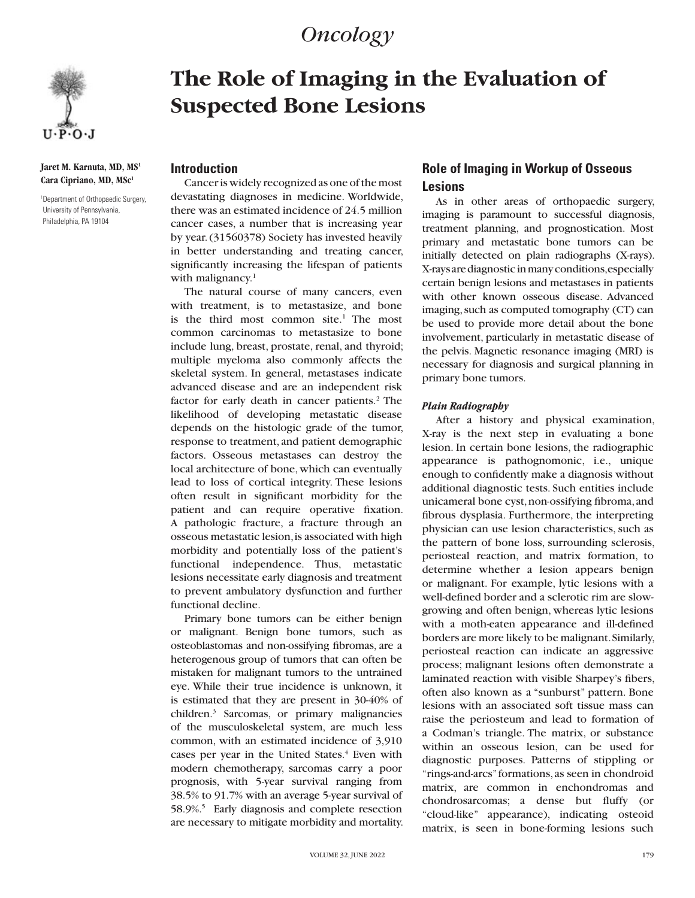*Oncology*

# The Role of Imaging in the Evaluation of Suspected Bone Lesions

**Jaret M. Karnuta, MD, MS[1]**
**Cara Cipriano, MD, MSc[1]**

[1]Department of Orthopaedic Surgery, University of Pennsylvania, Philadelphia, PA 19104

## Introduction

Cancer is widely recognized as one of the most devastating diagnoses in medicine. Worldwide, there was an estimated incidence of 24.5 million cancer cases, a number that is increasing year by year. (31560378) Society has invested heavily in better understanding and treating cancer, significantly increasing the lifespan of patients with malignancy.[1]

The natural course of many cancers, even with treatment, is to metastasize, and bone is the third most common site.[1] The most common carcinomas to metastasize to bone include lung, breast, prostate, renal, and thyroid; multiple myeloma also commonly affects the skeletal system. In general, metastases indicate advanced disease and are an independent risk factor for early death in cancer patients.[2] The likelihood of developing metastatic disease depends on the histologic grade of the tumor, response to treatment, and patient demographic factors. Osseous metastases can destroy the local architecture of bone, which can eventually lead to loss of cortical integrity. These lesions often result in significant morbidity for the patient and can require operative fixation. A pathologic fracture, a fracture through an osseous metastatic lesion, is associated with high morbidity and potentially loss of the patient's functional independence. Thus, metastatic lesions necessitate early diagnosis and treatment to prevent ambulatory dysfunction and further functional decline.

Primary bone tumors can be either benign or malignant. Benign bone tumors, such as osteoblastomas and non-ossifying fibromas, are a heterogenous group of tumors that can often be mistaken for malignant tumors to the untrained eye. While their true incidence is unknown, it is estimated that they are present in 30-40% of children.[3] Sarcomas, or primary malignancies of the musculoskeletal system, are much less common, with an estimated incidence of 3,910 cases per year in the United States.[4] Even with modern chemotherapy, sarcomas carry a poor prognosis, with 5-year survival ranging from 38.5% to 91.7% with an average 5-year survival of 58.9%.[5] Early diagnosis and complete resection are necessary to mitigate morbidity and mortality.

## Role of Imaging in Workup of Osseous Lesions

As in other areas of orthopaedic surgery, imaging is paramount to successful diagnosis, treatment planning, and prognostication. Most primary and metastatic bone tumors can be initially detected on plain radiographs (X-rays). X-rays are diagnostic in many conditions, especially certain benign lesions and metastases in patients with other known osseous disease. Advanced imaging, such as computed tomography (CT) can be used to provide more detail about the bone involvement, particularly in metastatic disease of the pelvis. Magnetic resonance imaging (MRI) is necessary for diagnosis and surgical planning in primary bone tumors.

### *Plain Radiography*

After a history and physical examination, X-ray is the next step in evaluating a bone lesion. In certain bone lesions, the radiographic appearance is pathognomonic, i.e., unique enough to confidently make a diagnosis without additional diagnostic tests. Such entities include unicameral bone cyst, non-ossifying fibroma, and fibrous dysplasia. Furthermore, the interpreting physician can use lesion characteristics, such as the pattern of bone loss, surrounding sclerosis, periosteal reaction, and matrix formation, to determine whether a lesion appears benign or malignant. For example, lytic lesions with a well-defined border and a sclerotic rim are slow-growing and often benign, whereas lytic lesions with a moth-eaten appearance and ill-defined borders are more likely to be malignant. Similarly, periosteal reaction can indicate an aggressive process; malignant lesions often demonstrate a laminated reaction with visible Sharpey's fibers, often also known as a "sunburst" pattern. Bone lesions with an associated soft tissue mass can raise the periosteum and lead to formation of a Codman's triangle. The matrix, or substance within an osseous lesion, can be used for diagnostic purposes. Patterns of stippling or "rings-and-arcs" formations, as seen in chondroid matrix, are common in enchondromas and chondrosarcomas; a dense but fluffy (or "cloud-like" appearance), indicating osteoid matrix, is seen in bone-forming lesions such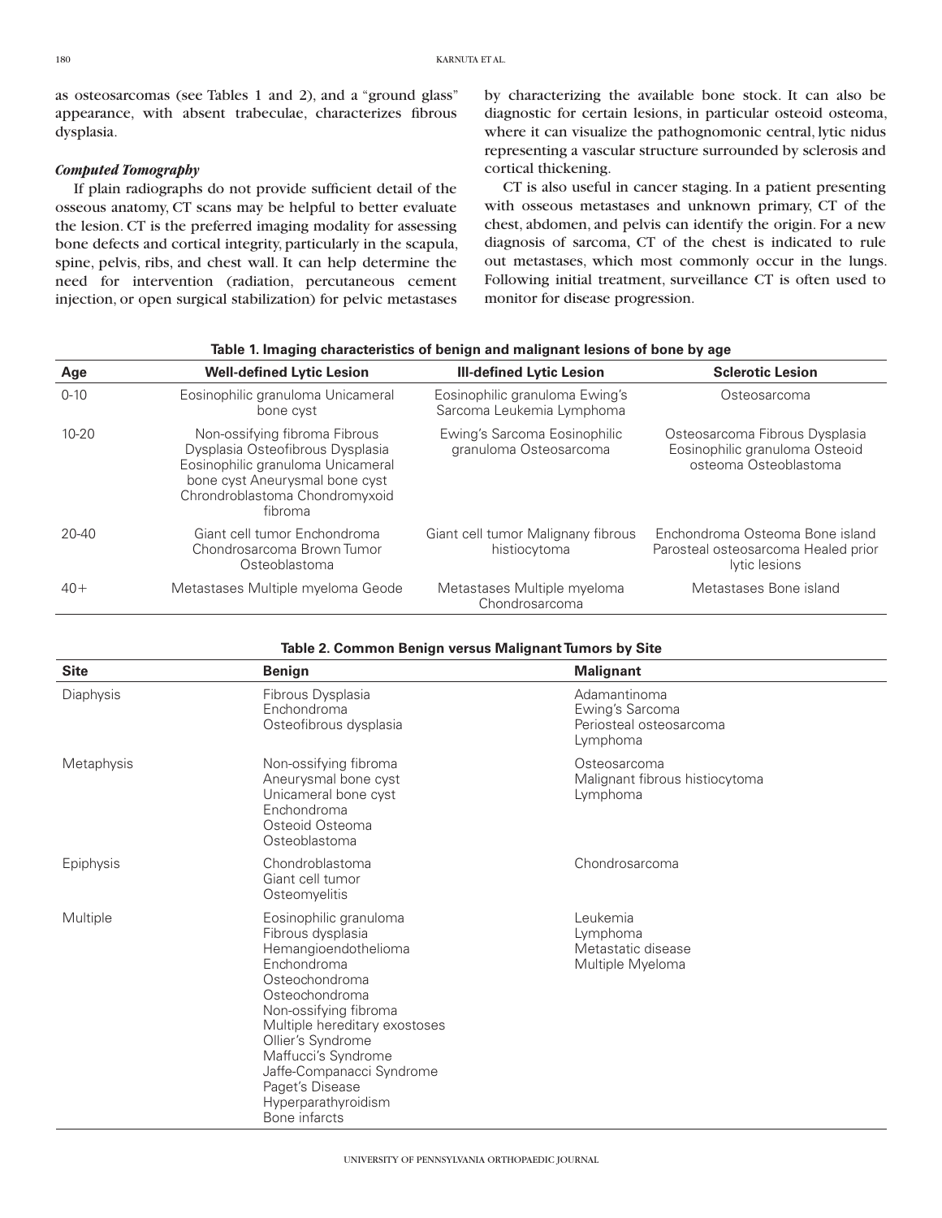as osteosarcomas (see Tables 1 and 2), and a "ground glass" appearance, with absent trabeculae, characterizes fibrous dysplasia.

### *Computed Tomography*

If plain radiographs do not provide sufficient detail of the osseous anatomy, CT scans may be helpful to better evaluate the lesion. CT is the preferred imaging modality for assessing bone defects and cortical integrity, particularly in the scapula, spine, pelvis, ribs, and chest wall. It can help determine the need for intervention (radiation, percutaneous cement injection, or open surgical stabilization) for pelvic metastases by characterizing the available bone stock. It can also be diagnostic for certain lesions, in particular osteoid osteoma, where it can visualize the pathognomonic central, lytic nidus representing a vascular structure surrounded by sclerosis and cortical thickening.

CT is also useful in cancer staging. In a patient presenting with osseous metastases and unknown primary, CT of the chest, abdomen, and pelvis can identify the origin. For a new diagnosis of sarcoma, CT of the chest is indicated to rule out metastases, which most commonly occur in the lungs. Following initial treatment, surveillance CT is often used to monitor for disease progression.

**Table 1. Imaging characteristics of benign and malignant lesions of bone by age**

| Age | Well-defined Lytic Lesion | Ill-defined Lytic Lesion | Sclerotic Lesion |
|---|---|---|---|
| 0-10 | Eosinophilic granuloma Unicameral bone cyst | Eosinophilic granuloma Ewing's Sarcoma Leukemia Lymphoma | Osteosarcoma |
| 10-20 | Non-ossifying fibroma Fibrous Dysplasia Osteofibrous Dysplasia Eosinophilic granuloma Unicameral bone cyst Aneurysmal bone cyst Chrondroblastoma Chondromyxoid fibroma | Ewing's Sarcoma Eosinophilic granuloma Osteosarcoma | Osteosarcoma Fibrous Dysplasia Eosinophilic granuloma Osteoid osteoma Osteoblastoma |
| 20-40 | Giant cell tumor Enchondroma Chondrosarcoma Brown Tumor Osteoblastoma | Giant cell tumor Malignany fibrous histiocytoma | Enchondroma Osteoma Bone island Parosteal osteosarcoma Healed prior lytic lesions |
| 40+ | Metastases Multiple myeloma Geode | Metastases Multiple myeloma Chondrosarcoma | Metastases Bone island |

**Table 2. Common Benign versus Malignant Tumors by Site**

| Site | Benign | Malignant |
|---|---|---|
| Diaphysis | Fibrous Dysplasia<br>Enchondroma<br>Osteofibrous dysplasia | Adamantinoma<br>Ewing's Sarcoma<br>Periosteal osteosarcoma<br>Lymphoma |
| Metaphysis | Non-ossifying fibroma<br>Aneurysmal bone cyst<br>Unicameral bone cyst<br>Enchondroma<br>Osteoid Osteoma<br>Osteoblastoma | Osteosarcoma<br>Malignant fibrous histiocytoma<br>Lymphoma |
| Epiphysis | Chondroblastoma<br>Giant cell tumor<br>Osteomyelitis | Chondrosarcoma |
| Multiple | Eosinophilic granuloma<br>Fibrous dysplasia<br>Hemangioendothelioma<br>Enchondroma<br>Osteochondroma<br>Osteochondroma<br>Non-ossifying fibroma<br>Multiple hereditary exostoses<br>Ollier's Syndrome<br>Maffucci's Syndrome<br>Jaffe-Companacci Syndrome<br>Paget's Disease<br>Hyperparathyroidism<br>Bone infarcts | Leukemia<br>Lymphoma<br>Metastatic disease<br>Multiple Myeloma |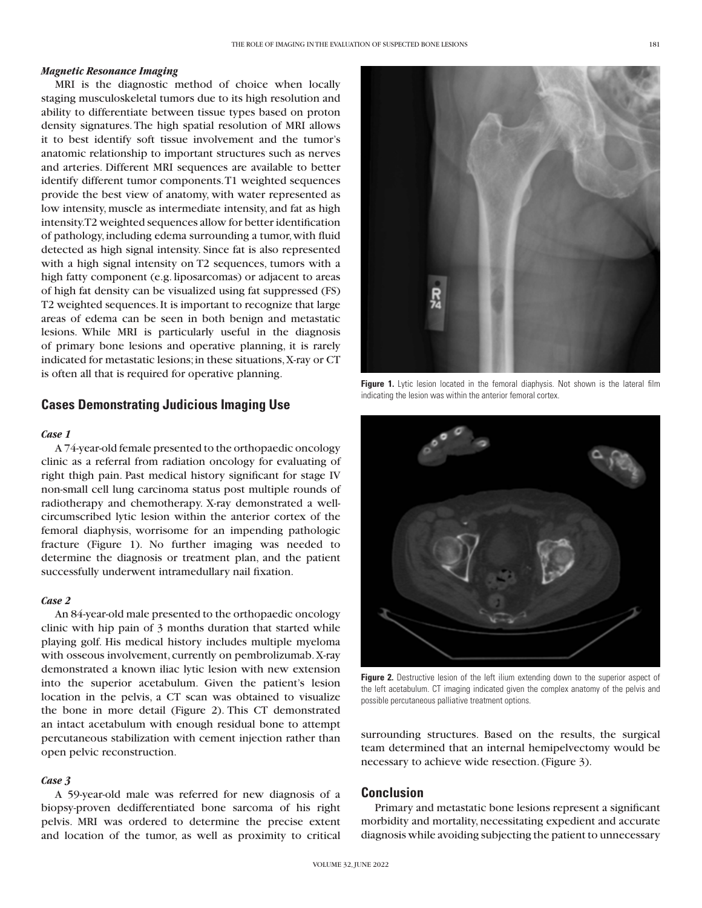### *Magnetic Resonance Imaging*

MRI is the diagnostic method of choice when locally staging musculoskeletal tumors due to its high resolution and ability to differentiate between tissue types based on proton density signatures. The high spatial resolution of MRI allows it to best identify soft tissue involvement and the tumor's anatomic relationship to important structures such as nerves and arteries. Different MRI sequences are available to better identify different tumor components. T1 weighted sequences provide the best view of anatomy, with water represented as low intensity, muscle as intermediate intensity, and fat as high intensity. T2 weighted sequences allow for better identification of pathology, including edema surrounding a tumor, with fluid detected as high signal intensity. Since fat is also represented with a high signal intensity on T2 sequences, tumors with a high fatty component (e.g. liposarcomas) or adjacent to areas of high fat density can be visualized using fat suppressed (FS) T2 weighted sequences. It is important to recognize that large areas of edema can be seen in both benign and metastatic lesions. While MRI is particularly useful in the diagnosis of primary bone lesions and operative planning, it is rarely indicated for metastatic lesions; in these situations, X-ray or CT is often all that is required for operative planning.

**Figure 1.** Lytic lesion located in the femoral diaphysis. Not shown is the lateral film indicating the lesion was within the anterior femoral cortex.

## Cases Demonstrating Judicious Imaging Use

### *Case 1*

A 74-year-old female presented to the orthopaedic oncology clinic as a referral from radiation oncology for evaluating of right thigh pain. Past medical history significant for stage IV non-small cell lung carcinoma status post multiple rounds of radiotherapy and chemotherapy. X-ray demonstrated a well-circumscribed lytic lesion within the anterior cortex of the femoral diaphysis, worrisome for an impending pathologic fracture (Figure 1). No further imaging was needed to determine the diagnosis or treatment plan, and the patient successfully underwent intramedullary nail fixation.

### *Case 2*

An 84-year-old male presented to the orthopaedic oncology clinic with hip pain of 3 months duration that started while playing golf. His medical history includes multiple myeloma with osseous involvement, currently on pembrolizumab. X-ray demonstrated a known iliac lytic lesion with new extension into the superior acetabulum. Given the patient's lesion location in the pelvis, a CT scan was obtained to visualize the bone in more detail (Figure 2). This CT demonstrated an intact acetabulum with enough residual bone to attempt percutaneous stabilization with cement injection rather than open pelvic reconstruction.

**Figure 2.** Destructive lesion of the left ilium extending down to the superior aspect of the left acetabulum. CT imaging indicated given the complex anatomy of the pelvis and possible percutaneous palliative treatment options.

### *Case 3*

A 59-year-old male was referred for new diagnosis of a biopsy-proven dedifferentiated bone sarcoma of his right pelvis. MRI was ordered to determine the precise extent and location of the tumor, as well as proximity to critical surrounding structures. Based on the results, the surgical team determined that an internal hemipelvectomy would be necessary to achieve wide resection. (Figure 3).

## Conclusion

Primary and metastatic bone lesions represent a significant morbidity and mortality, necessitating expedient and accurate diagnosis while avoiding subjecting the patient to unnecessary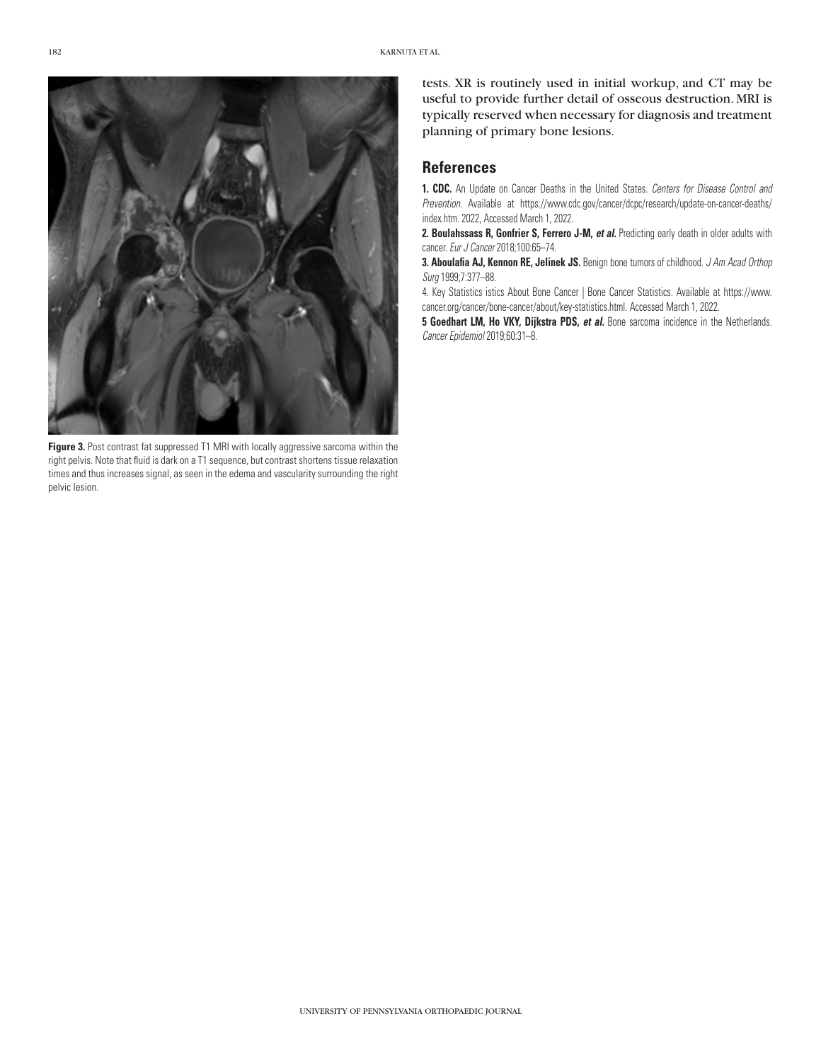Figure 3. Post contrast fat suppressed T1 MRI with locally aggressive sarcoma within the right pelvis. Note that fluid is dark on a T1 sequence, but contrast shortens tissue relaxation times and thus increases signal, as seen in the edema and vascularity surrounding the right pelvic lesion.

tests. XR is routinely used in initial workup, and CT may be useful to provide further detail of osseous destruction. MRI is typically reserved when necessary for diagnosis and treatment planning of primary bone lesions.

## References

**1. CDC.** An Update on Cancer Deaths in the United States. *Centers for Disease Control and Prevention.* Available at https://www.cdc.gov/cancer/dcpc/research/update-on-cancer-deaths/index.htm. 2022, Accessed March 1, 2022.

**2. Boulahssass R, Gonfrier S, Ferrero J-M, *et al.*** Predicting early death in older adults with cancer. *Eur J Cancer* 2018;100:65–74.

**3. Aboulafia AJ, Kennon RE, Jelinek JS.** Benign bone tumors of childhood. *J Am Acad Orthop Surg* 1999;7:377–88.

4. Key Statistics istics About Bone Cancer | Bone Cancer Statistics. Available at https://www.cancer.org/cancer/bone-cancer/about/key-statistics.html. Accessed March 1, 2022.

**5 Goedhart LM, Ho VKY, Dijkstra PDS, *et al.*** Bone sarcoma incidence in the Netherlands. *Cancer Epidemiol* 2019;60:31–8.